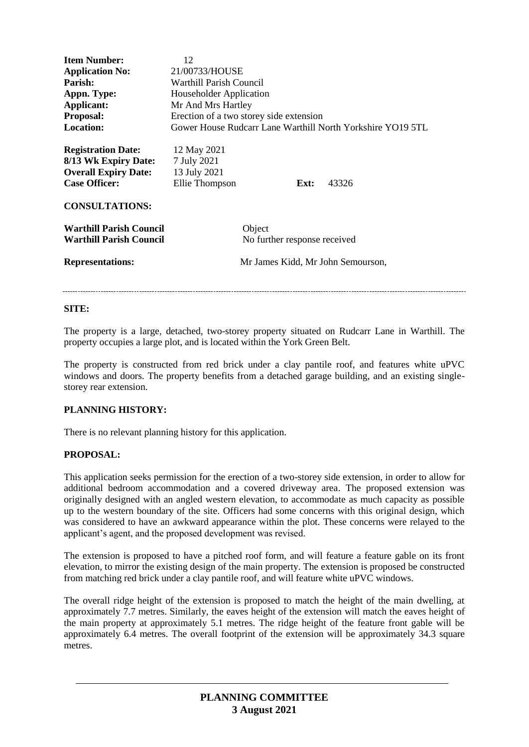| | |
|---|---|
| **Item Number:** | 12 |
| **Application No:** | 21/00733/HOUSE |
| **Parish:** | Warthill Parish Council |
| **Appn. Type:** | Householder Application |
| **Applicant:** | Mr And Mrs Hartley |
| **Proposal:** | Erection of a two storey side extension |
| **Location:** | Gower House Rudcarr Lane Warthill North Yorkshire YO19 5TL |

| | | | |
|---|---|---|---|
| **Registration Date:** | 12 May 2021 | | |
| **8/13 Wk Expiry Date:** | 7 July 2021 | | |
| **Overall Expiry Date:** | 13 July 2021 | | |
| **Case Officer:** | Ellie Thompson | **Ext:** | 43326 |

**CONSULTATIONS:**

| | |
|---|---|
| **Warthill Parish Council** | Object |
| **Warthill Parish Council** | No further response received |

**Representations:** Mr James Kidd, Mr John Semourson,

---

**SITE:**

The property is a large, detached, two-storey property situated on Rudcarr Lane in Warthill. The property occupies a large plot, and is located within the York Green Belt.

The property is constructed from red brick under a clay pantile roof, and features white uPVC windows and doors. The property benefits from a detached garage building, and an existing single-storey rear extension.

**PLANNING HISTORY:**

There is no relevant planning history for this application.

**PROPOSAL:**

This application seeks permission for the erection of a two-storey side extension, in order to allow for additional bedroom accommodation and a covered driveway area. The proposed extension was originally designed with an angled western elevation, to accommodate as much capacity as possible up to the western boundary of the site. Officers had some concerns with this original design, which was considered to have an awkward appearance within the plot. These concerns were relayed to the applicant's agent, and the proposed development was revised.

The extension is proposed to have a pitched roof form, and will feature a feature gable on its front elevation, to mirror the existing design of the main property. The extension is proposed be constructed from matching red brick under a clay pantile roof, and will feature white uPVC windows.

The overall ridge height of the extension is proposed to match the height of the main dwelling, at approximately 7.7 metres. Similarly, the eaves height of the extension will match the eaves height of the main property at approximately 5.1 metres. The ridge height of the feature front gable will be approximately 6.4 metres. The overall footprint of the extension will be approximately 34.3 square metres.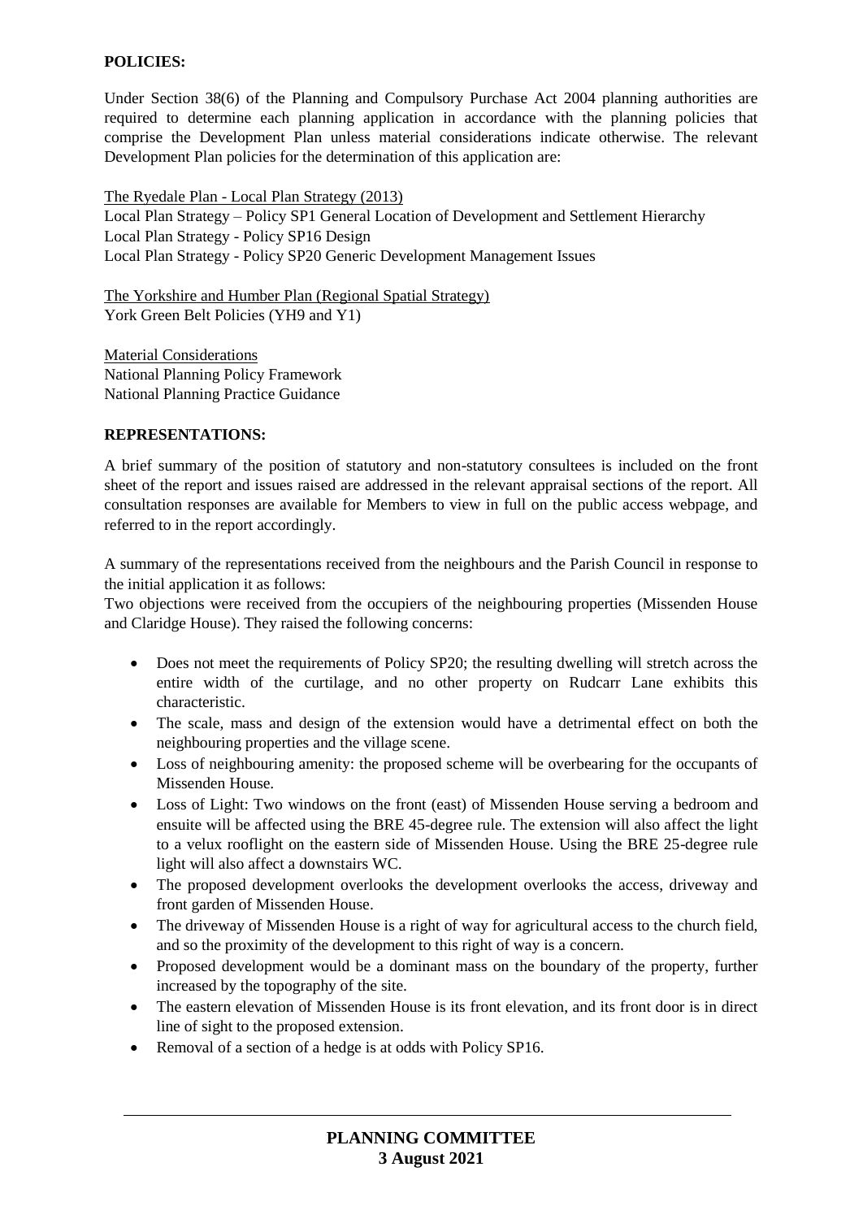**POLICIES:**

Under Section 38(6) of the Planning and Compulsory Purchase Act 2004 planning authorities are required to determine each planning application in accordance with the planning policies that comprise the Development Plan unless material considerations indicate otherwise. The relevant Development Plan policies for the determination of this application are:

The Ryedale Plan - Local Plan Strategy (2013)
Local Plan Strategy – Policy SP1 General Location of Development and Settlement Hierarchy
Local Plan Strategy - Policy SP16 Design
Local Plan Strategy - Policy SP20 Generic Development Management Issues

The Yorkshire and Humber Plan (Regional Spatial Strategy)
York Green Belt Policies (YH9 and Y1)

Material Considerations
National Planning Policy Framework
National Planning Practice Guidance

**REPRESENTATIONS:**

A brief summary of the position of statutory and non-statutory consultees is included on the front sheet of the report and issues raised are addressed in the relevant appraisal sections of the report. All consultation responses are available for Members to view in full on the public access webpage, and referred to in the report accordingly.

A summary of the representations received from the neighbours and the Parish Council in response to the initial application it as follows:
Two objections were received from the occupiers of the neighbouring properties (Missenden House and Claridge House). They raised the following concerns:

- Does not meet the requirements of Policy SP20; the resulting dwelling will stretch across the entire width of the curtilage, and no other property on Rudcarr Lane exhibits this characteristic.
- The scale, mass and design of the extension would have a detrimental effect on both the neighbouring properties and the village scene.
- Loss of neighbouring amenity: the proposed scheme will be overbearing for the occupants of Missenden House.
- Loss of Light: Two windows on the front (east) of Missenden House serving a bedroom and ensuite will be affected using the BRE 45-degree rule. The extension will also affect the light to a velux rooflight on the eastern side of Missenden House. Using the BRE 25-degree rule light will also affect a downstairs WC.
- The proposed development overlooks the development overlooks the access, driveway and front garden of Missenden House.
- The driveway of Missenden House is a right of way for agricultural access to the church field, and so the proximity of the development to this right of way is a concern.
- Proposed development would be a dominant mass on the boundary of the property, further increased by the topography of the site.
- The eastern elevation of Missenden House is its front elevation, and its front door is in direct line of sight to the proposed extension.
- Removal of a section of a hedge is at odds with Policy SP16.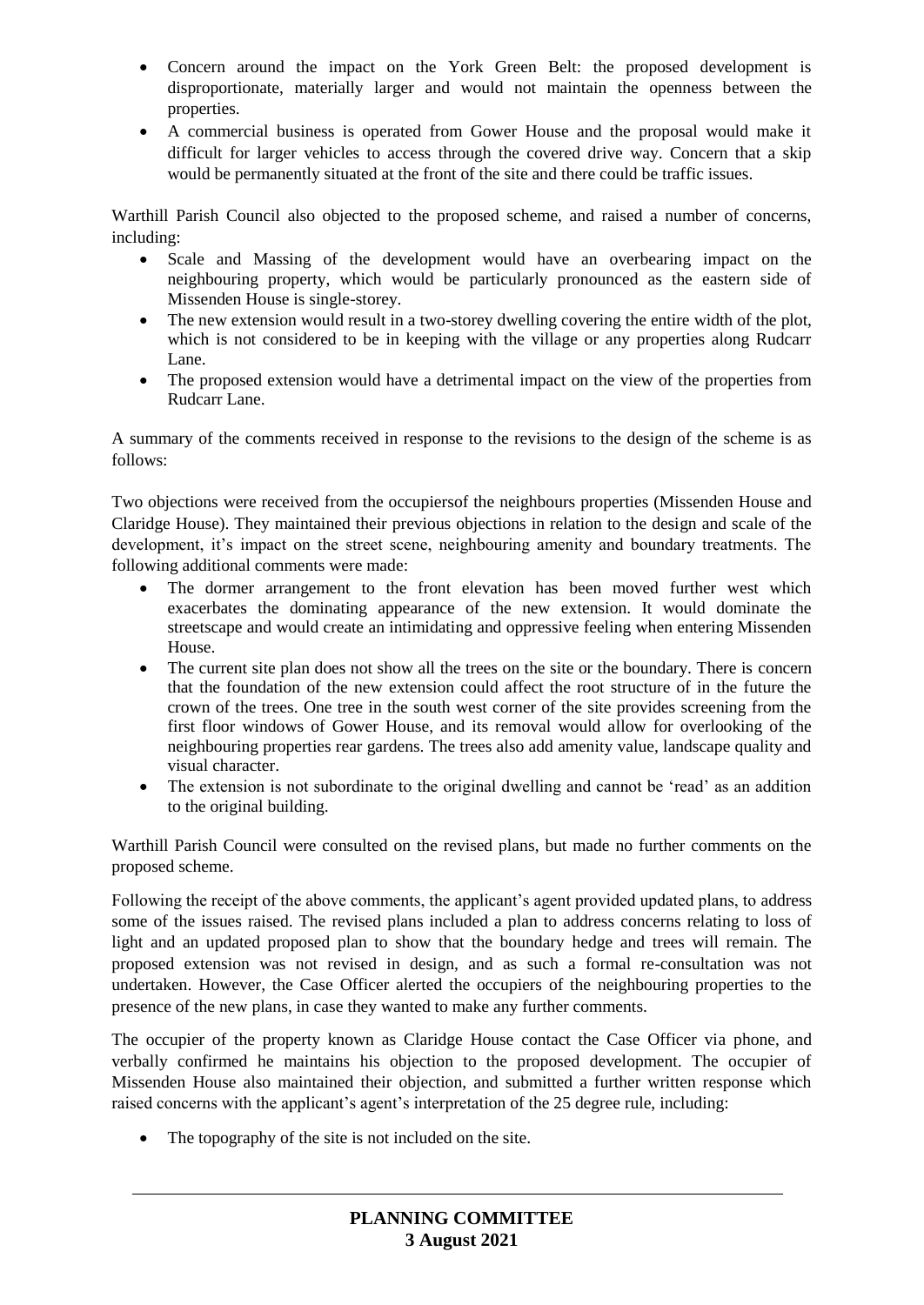- Concern around the impact on the York Green Belt: the proposed development is disproportionate, materially larger and would not maintain the openness between the properties.
- A commercial business is operated from Gower House and the proposal would make it difficult for larger vehicles to access through the covered drive way. Concern that a skip would be permanently situated at the front of the site and there could be traffic issues.

Warthill Parish Council also objected to the proposed scheme, and raised a number of concerns, including:

- Scale and Massing of the development would have an overbearing impact on the neighbouring property, which would be particularly pronounced as the eastern side of Missenden House is single-storey.
- The new extension would result in a two-storey dwelling covering the entire width of the plot, which is not considered to be in keeping with the village or any properties along Rudcarr Lane.
- The proposed extension would have a detrimental impact on the view of the properties from Rudcarr Lane.

A summary of the comments received in response to the revisions to the design of the scheme is as follows:

Two objections were received from the occupiersof the neighbours properties (Missenden House and Claridge House). They maintained their previous objections in relation to the design and scale of the development, it's impact on the street scene, neighbouring amenity and boundary treatments. The following additional comments were made:

- The dormer arrangement to the front elevation has been moved further west which exacerbates the dominating appearance of the new extension. It would dominate the streetscape and would create an intimidating and oppressive feeling when entering Missenden House.
- The current site plan does not show all the trees on the site or the boundary. There is concern that the foundation of the new extension could affect the root structure of in the future the crown of the trees. One tree in the south west corner of the site provides screening from the first floor windows of Gower House, and its removal would allow for overlooking of the neighbouring properties rear gardens. The trees also add amenity value, landscape quality and visual character.
- The extension is not subordinate to the original dwelling and cannot be 'read' as an addition to the original building.

Warthill Parish Council were consulted on the revised plans, but made no further comments on the proposed scheme.

Following the receipt of the above comments, the applicant's agent provided updated plans, to address some of the issues raised. The revised plans included a plan to address concerns relating to loss of light and an updated proposed plan to show that the boundary hedge and trees will remain. The proposed extension was not revised in design, and as such a formal re-consultation was not undertaken. However, the Case Officer alerted the occupiers of the neighbouring properties to the presence of the new plans, in case they wanted to make any further comments.

The occupier of the property known as Claridge House contact the Case Officer via phone, and verbally confirmed he maintains his objection to the proposed development. The occupier of Missenden House also maintained their objection, and submitted a further written response which raised concerns with the applicant's agent's interpretation of the 25 degree rule, including:

- The topography of the site is not included on the site.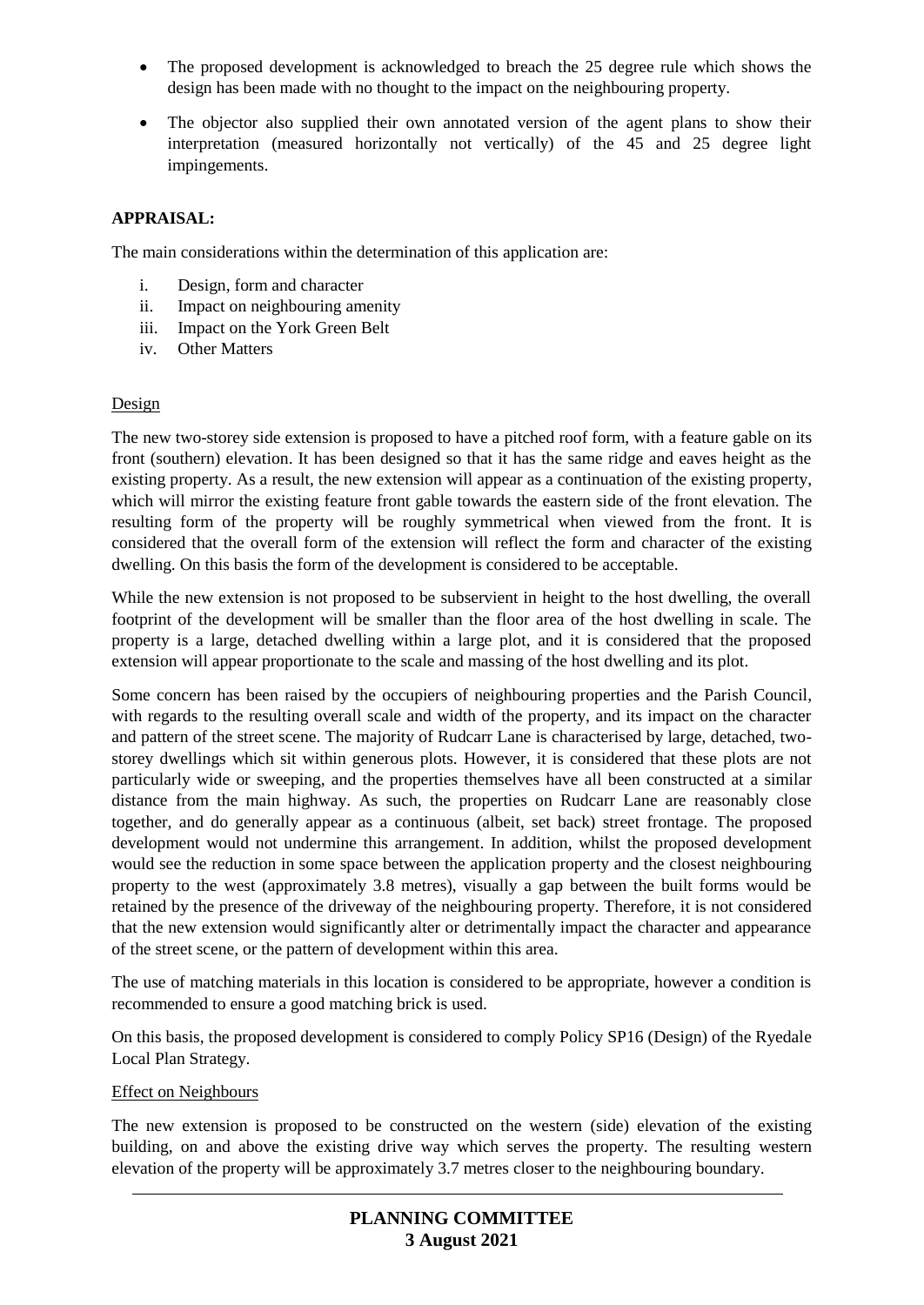- The proposed development is acknowledged to breach the 25 degree rule which shows the design has been made with no thought to the impact on the neighbouring property.
- The objector also supplied their own annotated version of the agent plans to show their interpretation (measured horizontally not vertically) of the 45 and 25 degree light impingements.

**APPRAISAL:**

The main considerations within the determination of this application are:

i. Design, form and character
ii. Impact on neighbouring amenity
iii. Impact on the York Green Belt
iv. Other Matters

Design

The new two-storey side extension is proposed to have a pitched roof form, with a feature gable on its front (southern) elevation. It has been designed so that it has the same ridge and eaves height as the existing property. As a result, the new extension will appear as a continuation of the existing property, which will mirror the existing feature front gable towards the eastern side of the front elevation. The resulting form of the property will be roughly symmetrical when viewed from the front. It is considered that the overall form of the extension will reflect the form and character of the existing dwelling. On this basis the form of the development is considered to be acceptable.

While the new extension is not proposed to be subservient in height to the host dwelling, the overall footprint of the development will be smaller than the floor area of the host dwelling in scale. The property is a large, detached dwelling within a large plot, and it is considered that the proposed extension will appear proportionate to the scale and massing of the host dwelling and its plot.

Some concern has been raised by the occupiers of neighbouring properties and the Parish Council, with regards to the resulting overall scale and width of the property, and its impact on the character and pattern of the street scene. The majority of Rudcarr Lane is characterised by large, detached, two-storey dwellings which sit within generous plots. However, it is considered that these plots are not particularly wide or sweeping, and the properties themselves have all been constructed at a similar distance from the main highway. As such, the properties on Rudcarr Lane are reasonably close together, and do generally appear as a continuous (albeit, set back) street frontage. The proposed development would not undermine this arrangement. In addition, whilst the proposed development would see the reduction in some space between the application property and the closest neighbouring property to the west (approximately 3.8 metres), visually a gap between the built forms would be retained by the presence of the driveway of the neighbouring property. Therefore, it is not considered that the new extension would significantly alter or detrimentally impact the character and appearance of the street scene, or the pattern of development within this area.

The use of matching materials in this location is considered to be appropriate, however a condition is recommended to ensure a good matching brick is used.

On this basis, the proposed development is considered to comply Policy SP16 (Design) of the Ryedale Local Plan Strategy.

Effect on Neighbours

The new extension is proposed to be constructed on the western (side) elevation of the existing building, on and above the existing drive way which serves the property. The resulting western elevation of the property will be approximately 3.7 metres closer to the neighbouring boundary.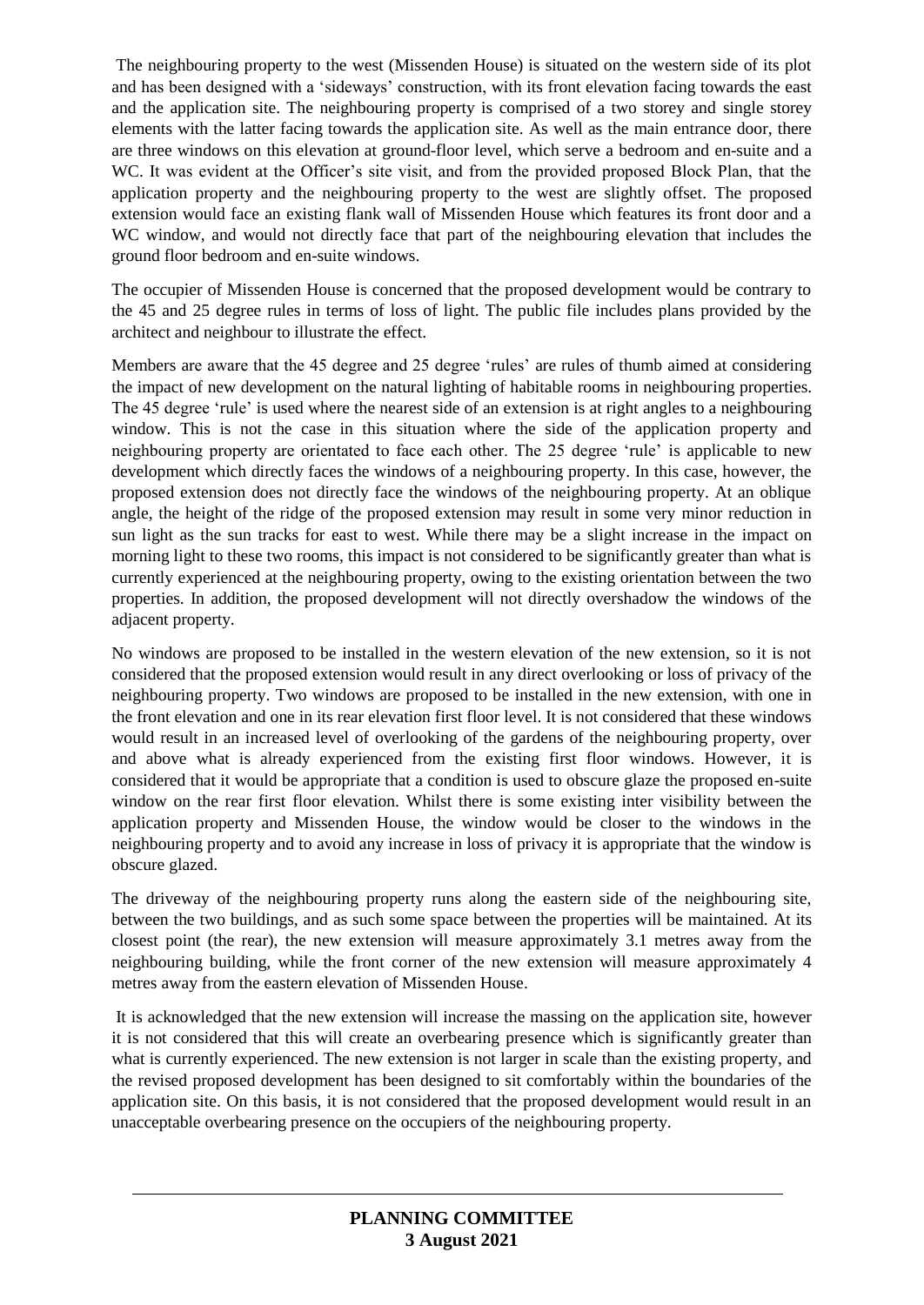The neighbouring property to the west (Missenden House) is situated on the western side of its plot and has been designed with a 'sideways' construction, with its front elevation facing towards the east and the application site. The neighbouring property is comprised of a two storey and single storey elements with the latter facing towards the application site. As well as the main entrance door, there are three windows on this elevation at ground-floor level, which serve a bedroom and en-suite and a WC. It was evident at the Officer's site visit, and from the provided proposed Block Plan, that the application property and the neighbouring property to the west are slightly offset. The proposed extension would face an existing flank wall of Missenden House which features its front door and a WC window, and would not directly face that part of the neighbouring elevation that includes the ground floor bedroom and en-suite windows.

The occupier of Missenden House is concerned that the proposed development would be contrary to the 45 and 25 degree rules in terms of loss of light. The public file includes plans provided by the architect and neighbour to illustrate the effect.

Members are aware that the 45 degree and 25 degree 'rules' are rules of thumb aimed at considering the impact of new development on the natural lighting of habitable rooms in neighbouring properties. The 45 degree 'rule' is used where the nearest side of an extension is at right angles to a neighbouring window. This is not the case in this situation where the side of the application property and neighbouring property are orientated to face each other. The 25 degree 'rule' is applicable to new development which directly faces the windows of a neighbouring property. In this case, however, the proposed extension does not directly face the windows of the neighbouring property. At an oblique angle, the height of the ridge of the proposed extension may result in some very minor reduction in sun light as the sun tracks for east to west. While there may be a slight increase in the impact on morning light to these two rooms, this impact is not considered to be significantly greater than what is currently experienced at the neighbouring property, owing to the existing orientation between the two properties. In addition, the proposed development will not directly overshadow the windows of the adjacent property.

No windows are proposed to be installed in the western elevation of the new extension, so it is not considered that the proposed extension would result in any direct overlooking or loss of privacy of the neighbouring property. Two windows are proposed to be installed in the new extension, with one in the front elevation and one in its rear elevation first floor level. It is not considered that these windows would result in an increased level of overlooking of the gardens of the neighbouring property, over and above what is already experienced from the existing first floor windows. However, it is considered that it would be appropriate that a condition is used to obscure glaze the proposed en-suite window on the rear first floor elevation. Whilst there is some existing inter visibility between the application property and Missenden House, the window would be closer to the windows in the neighbouring property and to avoid any increase in loss of privacy it is appropriate that the window is obscure glazed.

The driveway of the neighbouring property runs along the eastern side of the neighbouring site, between the two buildings, and as such some space between the properties will be maintained. At its closest point (the rear), the new extension will measure approximately 3.1 metres away from the neighbouring building, while the front corner of the new extension will measure approximately 4 metres away from the eastern elevation of Missenden House.

It is acknowledged that the new extension will increase the massing on the application site, however it is not considered that this will create an overbearing presence which is significantly greater than what is currently experienced. The new extension is not larger in scale than the existing property, and the revised proposed development has been designed to sit comfortably within the boundaries of the application site. On this basis, it is not considered that the proposed development would result in an unacceptable overbearing presence on the occupiers of the neighbouring property.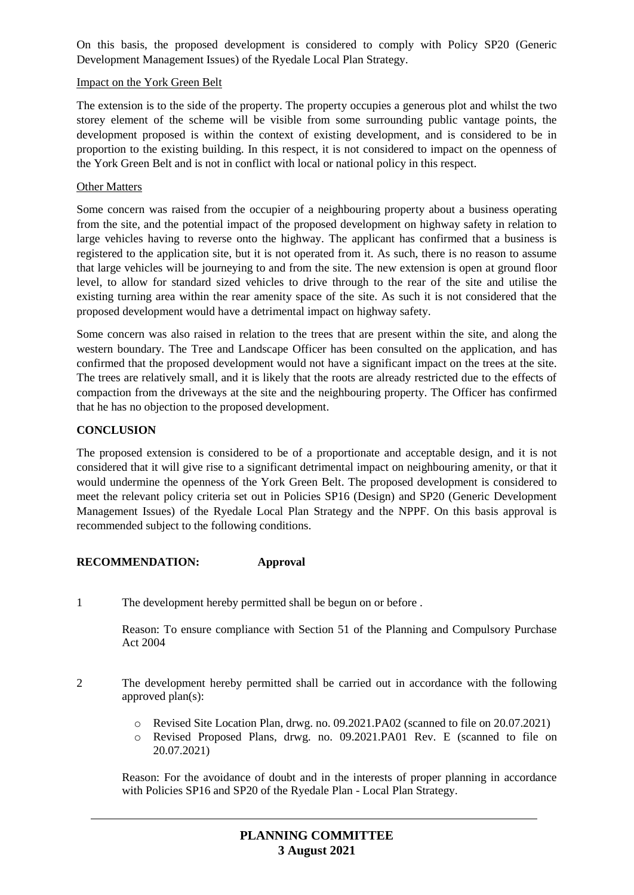On this basis, the proposed development is considered to comply with Policy SP20 (Generic Development Management Issues) of the Ryedale Local Plan Strategy.

Impact on the York Green Belt

The extension is to the side of the property. The property occupies a generous plot and whilst the two storey element of the scheme will be visible from some surrounding public vantage points, the development proposed is within the context of existing development, and is considered to be in proportion to the existing building. In this respect, it is not considered to impact on the openness of the York Green Belt and is not in conflict with local or national policy in this respect.

Other Matters

Some concern was raised from the occupier of a neighbouring property about a business operating from the site, and the potential impact of the proposed development on highway safety in relation to large vehicles having to reverse onto the highway. The applicant has confirmed that a business is registered to the application site, but it is not operated from it. As such, there is no reason to assume that large vehicles will be journeying to and from the site. The new extension is open at ground floor level, to allow for standard sized vehicles to drive through to the rear of the site and utilise the existing turning area within the rear amenity space of the site. As such it is not considered that the proposed development would have a detrimental impact on highway safety.

Some concern was also raised in relation to the trees that are present within the site, and along the western boundary. The Tree and Landscape Officer has been consulted on the application, and has confirmed that the proposed development would not have a significant impact on the trees at the site. The trees are relatively small, and it is likely that the roots are already restricted due to the effects of compaction from the driveways at the site and the neighbouring property. The Officer has confirmed that he has no objection to the proposed development.

**CONCLUSION**

The proposed extension is considered to be of a proportionate and acceptable design, and it is not considered that it will give rise to a significant detrimental impact on neighbouring amenity, or that it would undermine the openness of the York Green Belt. The proposed development is considered to meet the relevant policy criteria set out in Policies SP16 (Design) and SP20 (Generic Development Management Issues) of the Ryedale Local Plan Strategy and the NPPF. On this basis approval is recommended subject to the following conditions.

**RECOMMENDATION: Approval**

1 The development hereby permitted shall be begun on or before .

Reason: To ensure compliance with Section 51 of the Planning and Compulsory Purchase Act 2004

2 The development hereby permitted shall be carried out in accordance with the following approved plan(s):

- Revised Site Location Plan, drwg. no. 09.2021.PA02 (scanned to file on 20.07.2021)
- Revised Proposed Plans, drwg. no. 09.2021.PA01 Rev. E (scanned to file on 20.07.2021)

Reason: For the avoidance of doubt and in the interests of proper planning in accordance with Policies SP16 and SP20 of the Ryedale Plan - Local Plan Strategy.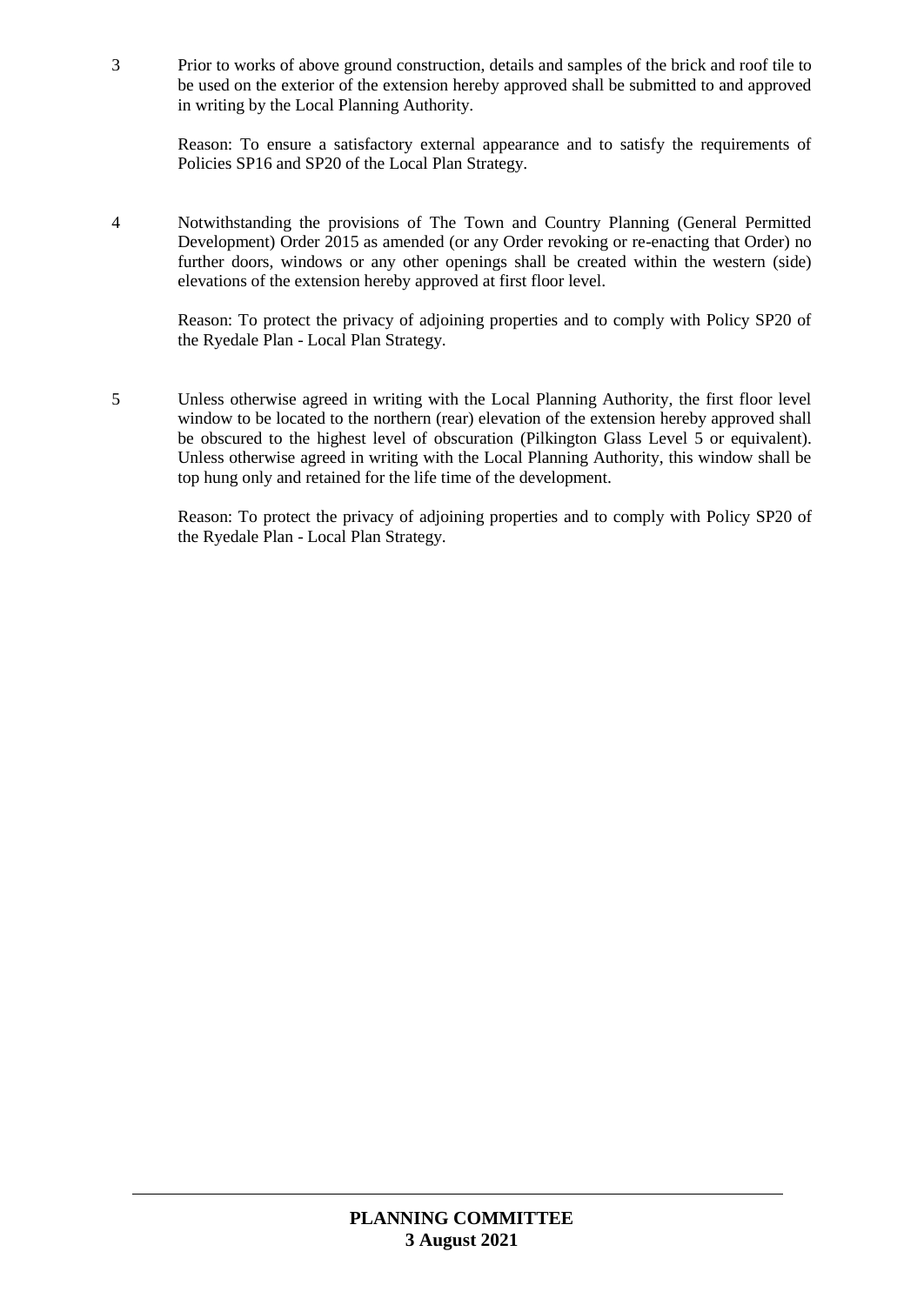3 Prior to works of above ground construction, details and samples of the brick and roof tile to be used on the exterior of the extension hereby approved shall be submitted to and approved in writing by the Local Planning Authority.

   Reason: To ensure a satisfactory external appearance and to satisfy the requirements of Policies SP16 and SP20 of the Local Plan Strategy.

4 Notwithstanding the provisions of The Town and Country Planning (General Permitted Development) Order 2015 as amended (or any Order revoking or re-enacting that Order) no further doors, windows or any other openings shall be created within the western (side) elevations of the extension hereby approved at first floor level.

   Reason: To protect the privacy of adjoining properties and to comply with Policy SP20 of the Ryedale Plan - Local Plan Strategy.

5 Unless otherwise agreed in writing with the Local Planning Authority, the first floor level window to be located to the northern (rear) elevation of the extension hereby approved shall be obscured to the highest level of obscuration (Pilkington Glass Level 5 or equivalent). Unless otherwise agreed in writing with the Local Planning Authority, this window shall be top hung only and retained for the life time of the development.

   Reason: To protect the privacy of adjoining properties and to comply with Policy SP20 of the Ryedale Plan - Local Plan Strategy.